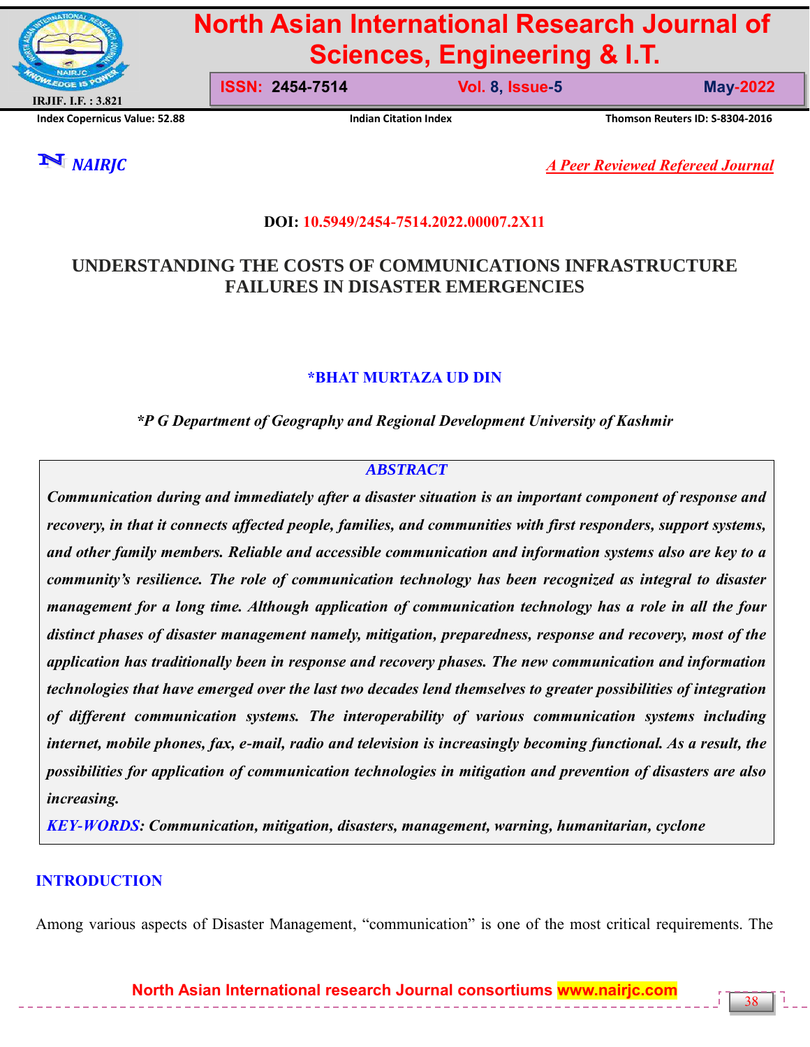**DOI: 10.5949/2454-7514.2022.00007.2X11**

# UNDERSTANDING THE COSTS OF COMMUNICATIONS INFRASTRUCTURE FAILURES IN DISASTER EMERGENCIES

**\*BHAT MURTAZA UD DIN**

*\*P G Department of Geography and Regional Development University of Kashmir*

## *ABSTRACT*

***Communication during and immediately after a disaster situation is an important component of response and recovery, in that it connects affected people, families, and communities with first responders, support systems, and other family members. Reliable and accessible communication and information systems also are key to a community's resilience. The role of communication technology has been recognized as integral to disaster management for a long time. Although application of communication technology has a role in all the four distinct phases of disaster management namely, mitigation, preparedness, response and recovery, most of the application has traditionally been in response and recovery phases. The new communication and information technologies that have emerged over the last two decades lend themselves to greater possibilities of integration of different communication systems. The interoperability of various communication systems including internet, mobile phones, fax, e-mail, radio and television is increasingly becoming functional. As a result, the possibilities for application of communication technologies in mitigation and prevention of disasters are also increasing.***

***KEY-WORDS: Communication, mitigation, disasters, management, warning, humanitarian, cyclone***

## INTRODUCTION

Among various aspects of Disaster Management, "communication" is one of the most critical requirements. The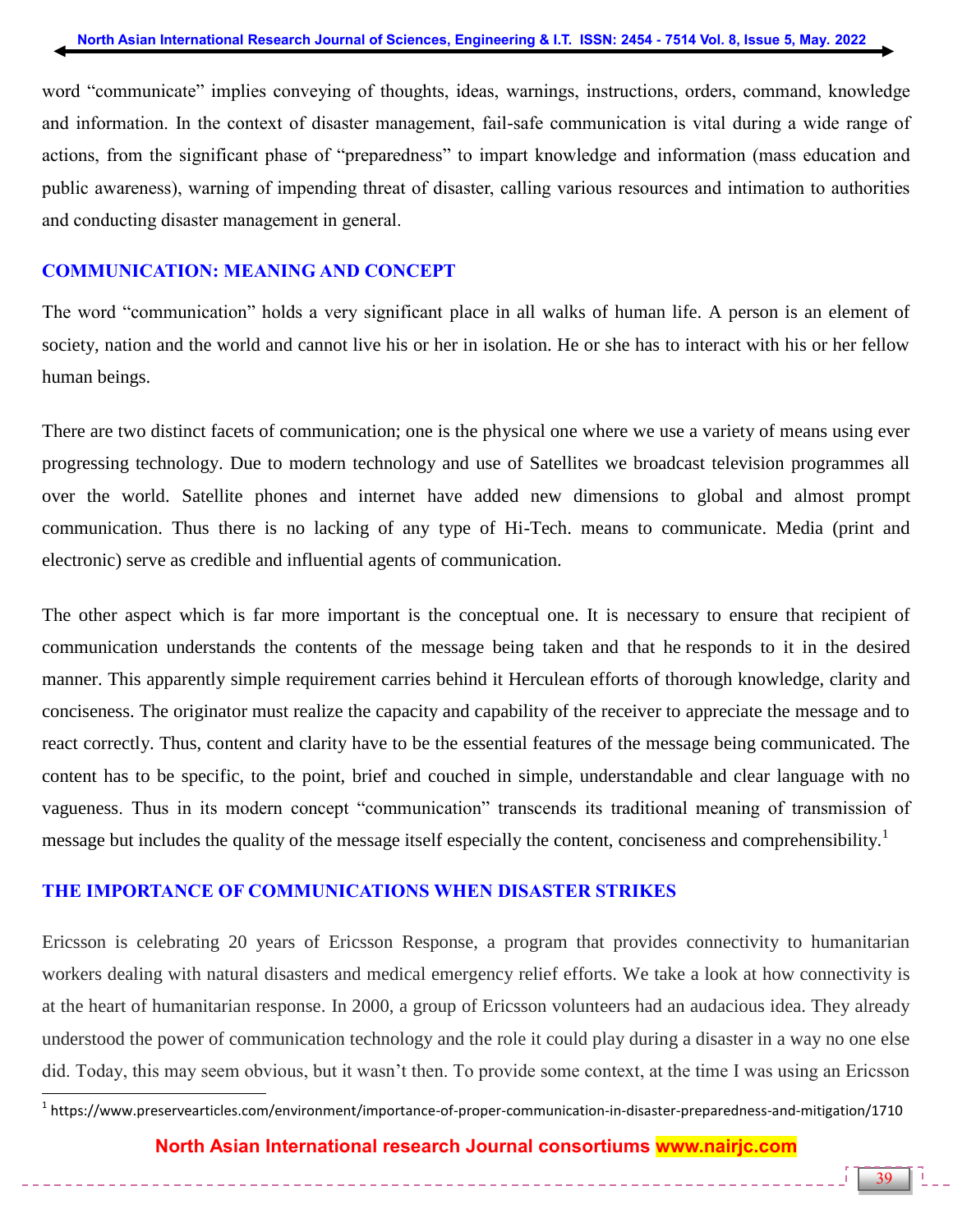word "communicate" implies conveying of thoughts, ideas, warnings, instructions, orders, command, knowledge and information. In the context of disaster management, fail-safe communication is vital during a wide range of actions, from the significant phase of "preparedness" to impart knowledge and information (mass education and public awareness), warning of impending threat of disaster, calling various resources and intimation to authorities and conducting disaster management in general.

## COMMUNICATION: MEANING AND CONCEPT

The word "communication" holds a very significant place in all walks of human life. A person is an element of society, nation and the world and cannot live his or her in isolation. He or she has to interact with his or her fellow human beings.

There are two distinct facets of communication; one is the physical one where we use a variety of means using ever progressing technology. Due to modern technology and use of Satellites we broadcast television programmes all over the world. Satellite phones and internet have added new dimensions to global and almost prompt communication. Thus there is no lacking of any type of Hi-Tech. means to communicate. Media (print and electronic) serve as credible and influential agents of communication.

The other aspect which is far more important is the conceptual one. It is necessary to ensure that recipient of communication understands the contents of the message being taken and that he responds to it in the desired manner. This apparently simple requirement carries behind it Herculean efforts of thorough knowledge, clarity and conciseness. The originator must realize the capacity and capability of the receiver to appreciate the message and to react correctly. Thus, content and clarity have to be the essential features of the message being communicated. The content has to be specific, to the point, brief and couched in simple, understandable and clear language with no vagueness. Thus in its modern concept "communication" transcends its traditional meaning of transmission of message but includes the quality of the message itself especially the content, conciseness and comprehensibility.[1]

## THE IMPORTANCE OF COMMUNICATIONS WHEN DISASTER STRIKES

Ericsson is celebrating 20 years of Ericsson Response, a program that provides connectivity to humanitarian workers dealing with natural disasters and medical emergency relief efforts. We take a look at how connectivity is at the heart of humanitarian response. In 2000, a group of Ericsson volunteers had an audacious idea. They already understood the power of communication technology and the role it could play during a disaster in a way no one else did. Today, this may seem obvious, but it wasn't then. To provide some context, at the time I was using an Ericsson

[1] https://www.preservearticles.com/environment/importance-of-proper-communication-in-disaster-preparedness-and-mitigation/1710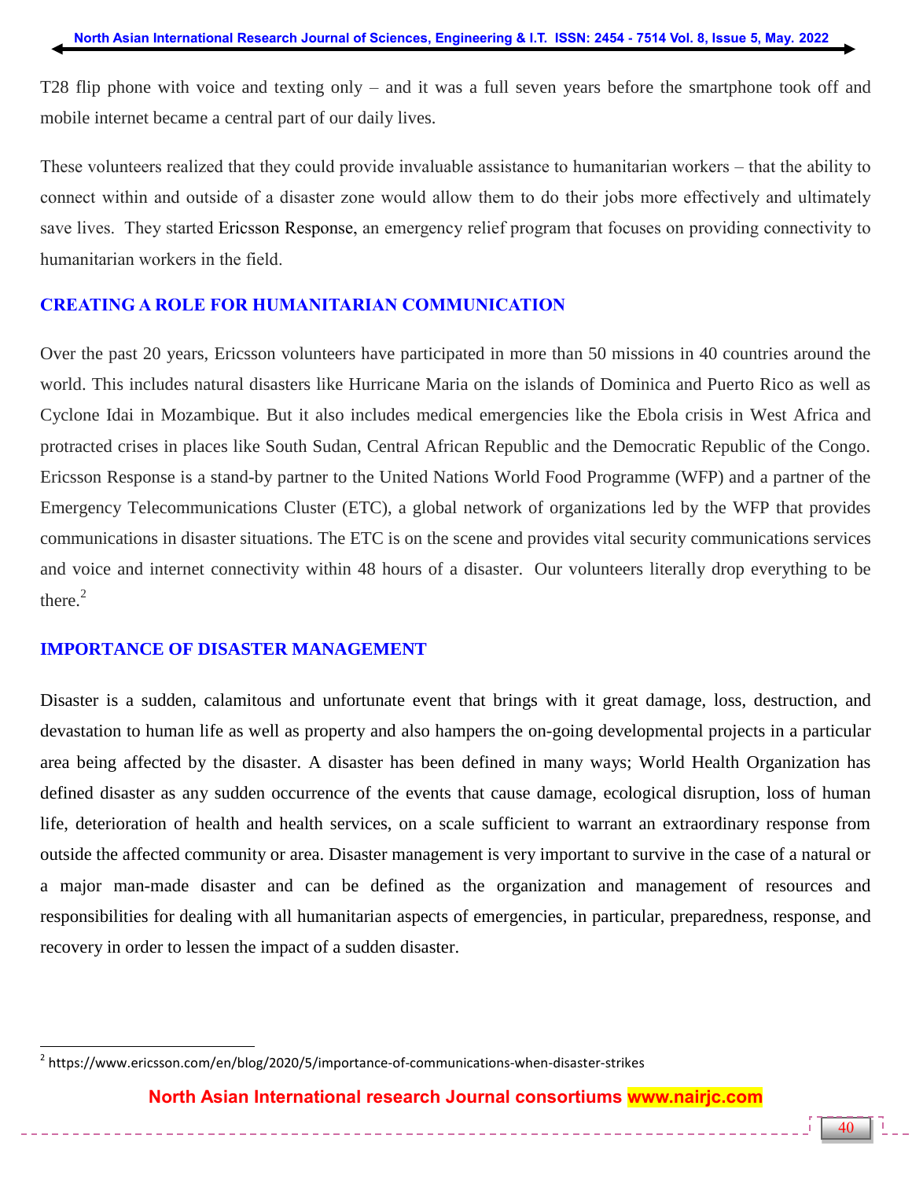T28 flip phone with voice and texting only – and it was a full seven years before the smartphone took off and mobile internet became a central part of our daily lives.

These volunteers realized that they could provide invaluable assistance to humanitarian workers – that the ability to connect within and outside of a disaster zone would allow them to do their jobs more effectively and ultimately save lives. They started Ericsson Response, an emergency relief program that focuses on providing connectivity to humanitarian workers in the field.

## CREATING A ROLE FOR HUMANITARIAN COMMUNICATION

Over the past 20 years, Ericsson volunteers have participated in more than 50 missions in 40 countries around the world. This includes natural disasters like Hurricane Maria on the islands of Dominica and Puerto Rico as well as Cyclone Idai in Mozambique. But it also includes medical emergencies like the Ebola crisis in West Africa and protracted crises in places like South Sudan, Central African Republic and the Democratic Republic of the Congo. Ericsson Response is a stand-by partner to the United Nations World Food Programme (WFP) and a partner of the Emergency Telecommunications Cluster (ETC), a global network of organizations led by the WFP that provides communications in disaster situations. The ETC is on the scene and provides vital security communications services and voice and internet connectivity within 48 hours of a disaster. Our volunteers literally drop everything to be there.[2]

## IMPORTANCE OF DISASTER MANAGEMENT

Disaster is a sudden, calamitous and unfortunate event that brings with it great damage, loss, destruction, and devastation to human life as well as property and also hampers the on-going developmental projects in a particular area being affected by the disaster. A disaster has been defined in many ways; World Health Organization has defined disaster as any sudden occurrence of the events that cause damage, ecological disruption, loss of human life, deterioration of health and health services, on a scale sufficient to warrant an extraordinary response from outside the affected community or area. Disaster management is very important to survive in the case of a natural or a major man-made disaster and can be defined as the organization and management of resources and responsibilities for dealing with all humanitarian aspects of emergencies, in particular, preparedness, response, and recovery in order to lessen the impact of a sudden disaster.

---

[2] https://www.ericsson.com/en/blog/2020/5/importance-of-communications-when-disaster-strikes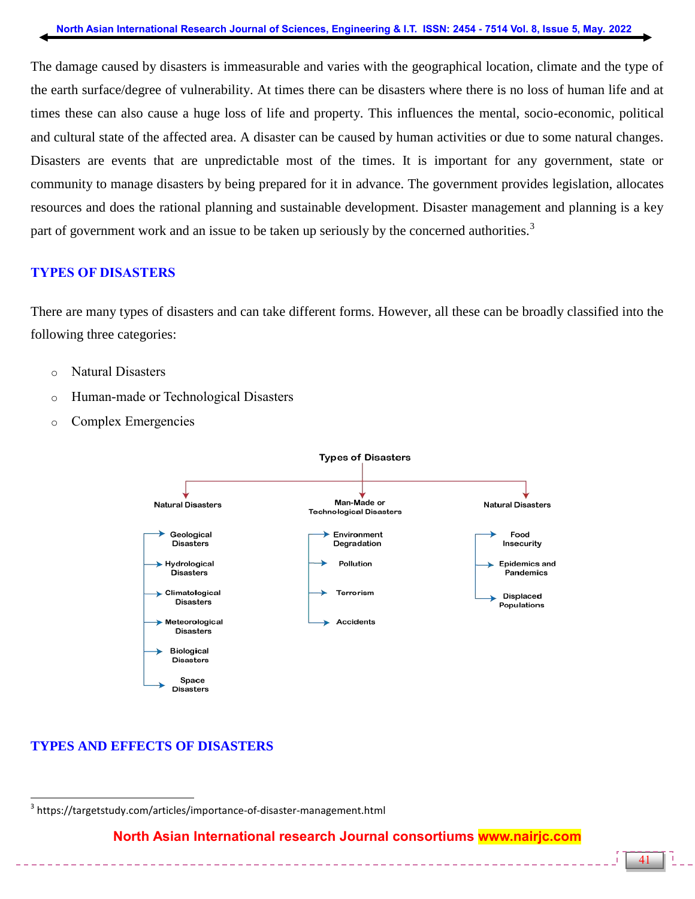The damage caused by disasters is immeasurable and varies with the geographical location, climate and the type of the earth surface/degree of vulnerability. At times there can be disasters where there is no loss of human life and at times these can also cause a huge loss of life and property. This influences the mental, socio-economic, political and cultural state of the affected area. A disaster can be caused by human activities or due to some natural changes. Disasters are events that are unpredictable most of the times. It is important for any government, state or community to manage disasters by being prepared for it in advance. The government provides legislation, allocates resources and does the rational planning and sustainable development. Disaster management and planning is a key part of government work and an issue to be taken up seriously by the concerned authorities.[3]

## TYPES OF DISASTERS

There are many types of disasters and can take different forms. However, all these can be broadly classified into the following three categories:

- Natural Disasters
- Human-made or Technological Disasters
- Complex Emergencies

Types of Disasters

- Natural Disasters
  - Geological Disasters
  - Hydrological Disasters
  - Climatological Disasters
  - Meteorological Disasters
  - Biological Disasters
  - Space Disasters
- Man-Made or Technological Disasters
  - Environment Degradation
  - Pollution
  - Terrorism
  - Accidents
- Natural Disasters
  - Food Insecurity
  - Epidemics and Pandemics
  - Displaced Populations

## TYPES AND EFFECTS OF DISASTERS

[3] https://targetstudy.com/articles/importance-of-disaster-management.html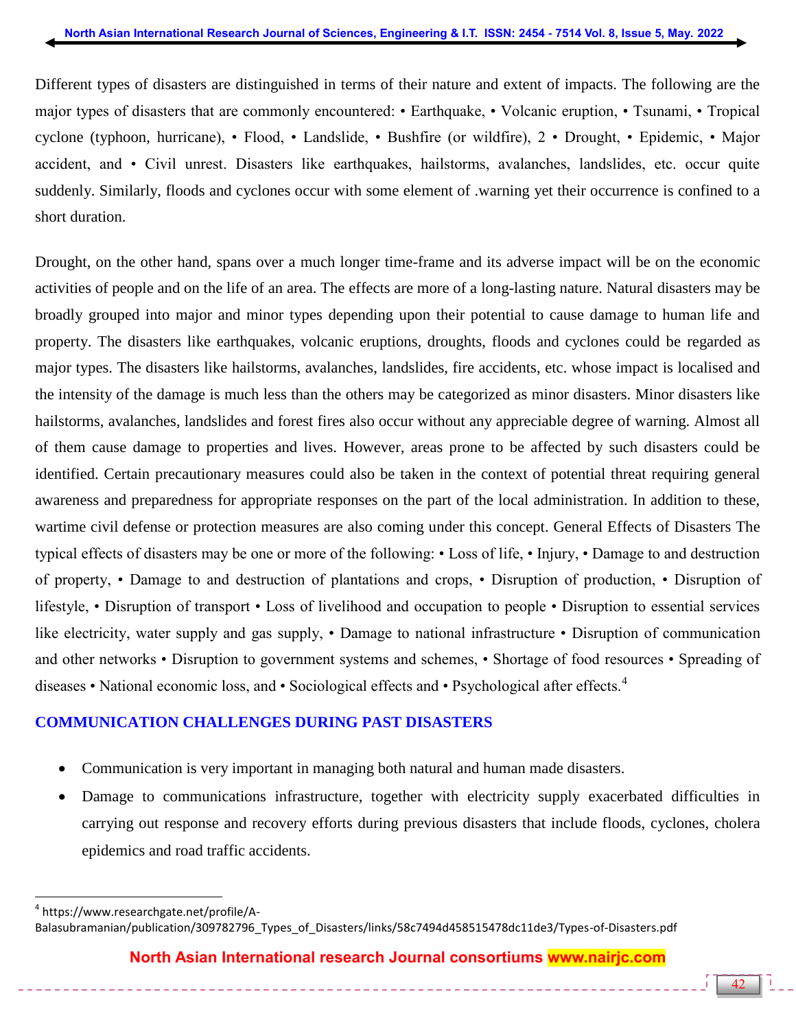Different types of disasters are distinguished in terms of their nature and extent of impacts. The following are the major types of disasters that are commonly encountered: • Earthquake, • Volcanic eruption, • Tsunami, • Tropical cyclone (typhoon, hurricane), • Flood, • Landslide, • Bushfire (or wildfire), 2 • Drought, • Epidemic, • Major accident, and • Civil unrest. Disasters like earthquakes, hailstorms, avalanches, landslides, etc. occur quite suddenly. Similarly, floods and cyclones occur with some element of .warning yet their occurrence is confined to a short duration.

Drought, on the other hand, spans over a much longer time-frame and its adverse impact will be on the economic activities of people and on the life of an area. The effects are more of a long-lasting nature. Natural disasters may be broadly grouped into major and minor types depending upon their potential to cause damage to human life and property. The disasters like earthquakes, volcanic eruptions, droughts, floods and cyclones could be regarded as major types. The disasters like hailstorms, avalanches, landslides, fire accidents, etc. whose impact is localised and the intensity of the damage is much less than the others may be categorized as minor disasters. Minor disasters like hailstorms, avalanches, landslides and forest fires also occur without any appreciable degree of warning. Almost all of them cause damage to properties and lives. However, areas prone to be affected by such disasters could be identified. Certain precautionary measures could also be taken in the context of potential threat requiring general awareness and preparedness for appropriate responses on the part of the local administration. In addition to these, wartime civil defense or protection measures are also coming under this concept. General Effects of Disasters The typical effects of disasters may be one or more of the following: • Loss of life, • Injury, • Damage to and destruction of property, • Damage to and destruction of plantations and crops, • Disruption of production, • Disruption of lifestyle, • Disruption of transport • Loss of livelihood and occupation to people • Disruption to essential services like electricity, water supply and gas supply, • Damage to national infrastructure • Disruption of communication and other networks • Disruption to government systems and schemes, • Shortage of food resources • Spreading of diseases • National economic loss, and • Sociological effects and • Psychological after effects.[4]

## COMMUNICATION CHALLENGES DURING PAST DISASTERS

- Communication is very important in managing both natural and human made disasters.
- Damage to communications infrastructure, together with electricity supply exacerbated difficulties in carrying out response and recovery efforts during previous disasters that include floods, cyclones, cholera epidemics and road traffic accidents.

---

[4] https://www.researchgate.net/profile/A-Balasubramanian/publication/309782796_Types_of_Disasters/links/58c7494d458515478dc11de3/Types-of-Disasters.pdf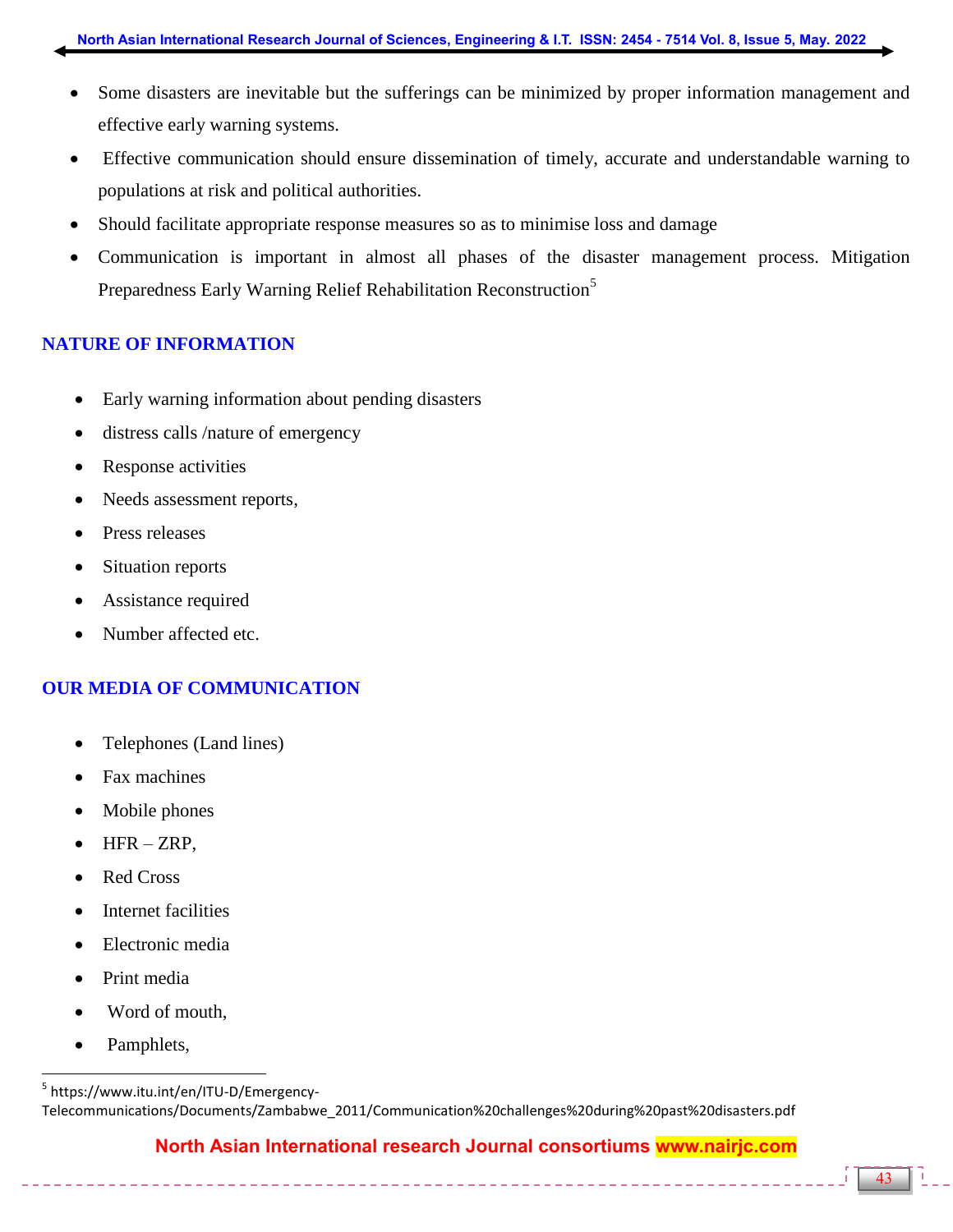- Some disasters are inevitable but the sufferings can be minimized by proper information management and effective early warning systems.
- Effective communication should ensure dissemination of timely, accurate and understandable warning to populations at risk and political authorities.
- Should facilitate appropriate response measures so as to minimise loss and damage
- Communication is important in almost all phases of the disaster management process. Mitigation Preparedness Early Warning Relief Rehabilitation Reconstruction[5]

## NATURE OF INFORMATION

- Early warning information about pending disasters
- distress calls /nature of emergency
- Response activities
- Needs assessment reports,
- Press releases
- Situation reports
- Assistance required
- Number affected etc.

## OUR MEDIA OF COMMUNICATION

- Telephones (Land lines)
- Fax machines
- Mobile phones
- HFR – ZRP,
- Red Cross
- Internet facilities
- Electronic media
- Print media
- Word of mouth,
- Pamphlets,

[5] https://www.itu.int/en/ITU-D/Emergency-Telecommunications/Documents/Zambabwe_2011/Communication%20challenges%20during%20past%20disasters.pdf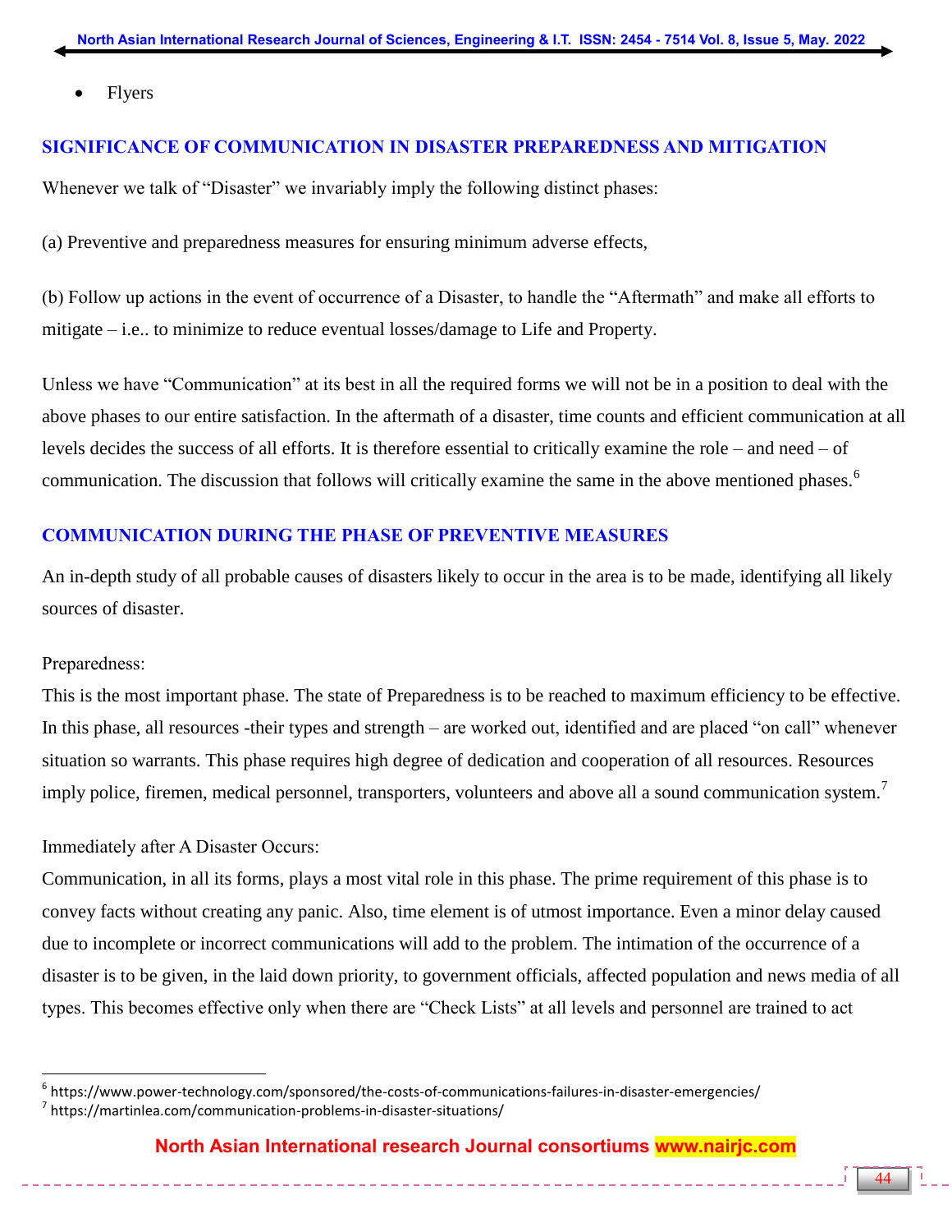- Flyers

## SIGNIFICANCE OF COMMUNICATION IN DISASTER PREPAREDNESS AND MITIGATION

Whenever we talk of "Disaster" we invariably imply the following distinct phases:

(a) Preventive and preparedness measures for ensuring minimum adverse effects,

(b) Follow up actions in the event of occurrence of a Disaster, to handle the "Aftermath" and make all efforts to mitigate – i.e.. to minimize to reduce eventual losses/damage to Life and Property.

Unless we have "Communication" at its best in all the required forms we will not be in a position to deal with the above phases to our entire satisfaction. In the aftermath of a disaster, time counts and efficient communication at all levels decides the success of all efforts. It is therefore essential to critically examine the role – and need – of communication. The discussion that follows will critically examine the same in the above mentioned phases.[6]

## COMMUNICATION DURING THE PHASE OF PREVENTIVE MEASURES

An in-depth study of all probable causes of disasters likely to occur in the area is to be made, identifying all likely sources of disaster.

Preparedness:
This is the most important phase. The state of Preparedness is to be reached to maximum efficiency to be effective. In this phase, all resources -their types and strength – are worked out, identified and are placed "on call" whenever situation so warrants. This phase requires high degree of dedication and cooperation of all resources. Resources imply police, firemen, medical personnel, transporters, volunteers and above all a sound communication system.[7]

Immediately after A Disaster Occurs:
Communication, in all its forms, plays a most vital role in this phase. The prime requirement of this phase is to convey facts without creating any panic. Also, time element is of utmost importance. Even a minor delay caused due to incomplete or incorrect communications will add to the problem. The intimation of the occurrence of a disaster is to be given, in the laid down priority, to government officials, affected population and news media of all types. This becomes effective only when there are "Check Lists" at all levels and personnel are trained to act

---

[6] https://www.power-technology.com/sponsored/the-costs-of-communications-failures-in-disaster-emergencies/

[7] https://martinlea.com/communication-problems-in-disaster-situations/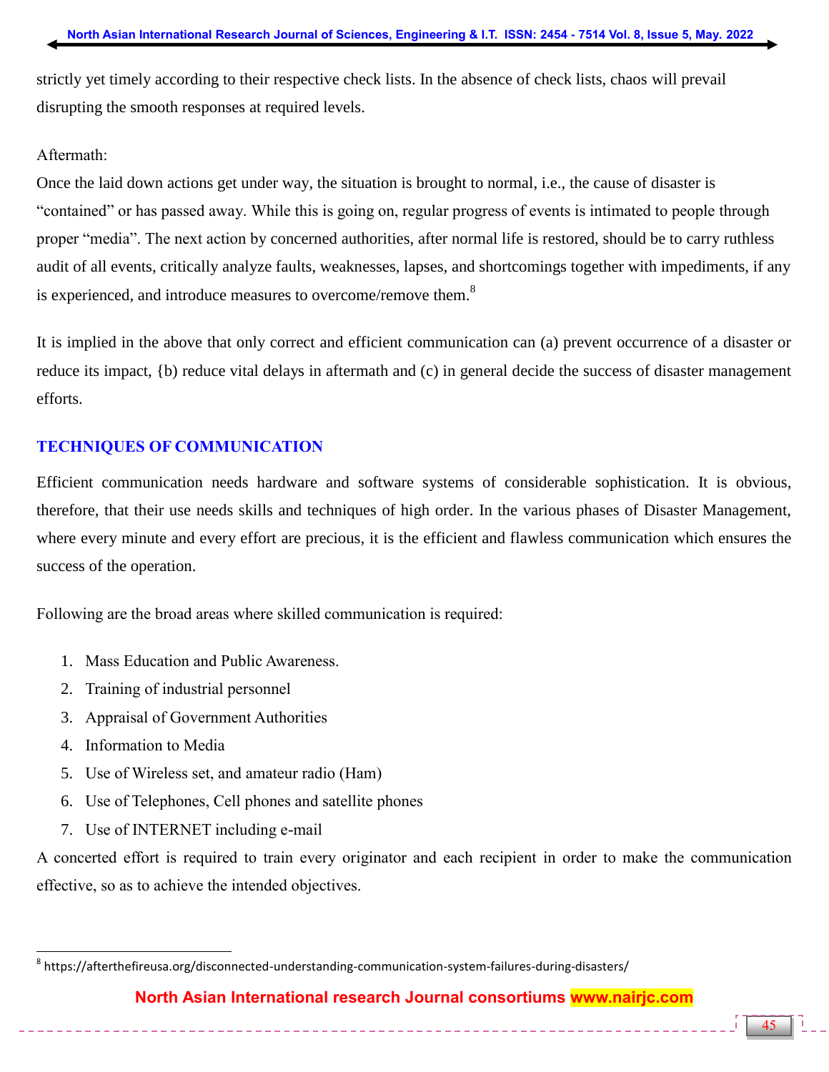strictly yet timely according to their respective check lists. In the absence of check lists, chaos will prevail disrupting the smooth responses at required levels.

Aftermath:

Once the laid down actions get under way, the situation is brought to normal, i.e., the cause of disaster is "contained" or has passed away. While this is going on, regular progress of events is intimated to people through proper "media". The next action by concerned authorities, after normal life is restored, should be to carry ruthless audit of all events, critically analyze faults, weaknesses, lapses, and shortcomings together with impediments, if any is experienced, and introduce measures to overcome/remove them.[8]

It is implied in the above that only correct and efficient communication can (a) prevent occurrence of a disaster or reduce its impact, {b) reduce vital delays in aftermath and (c) in general decide the success of disaster management efforts.

## TECHNIQUES OF COMMUNICATION

Efficient communication needs hardware and software systems of considerable sophistication. It is obvious, therefore, that their use needs skills and techniques of high order. In the various phases of Disaster Management, where every minute and every effort are precious, it is the efficient and flawless communication which ensures the success of the operation.

Following are the broad areas where skilled communication is required:

1. Mass Education and Public Awareness.
2. Training of industrial personnel
3. Appraisal of Government Authorities
4. Information to Media
5. Use of Wireless set, and amateur radio (Ham)
6. Use of Telephones, Cell phones and satellite phones
7. Use of INTERNET including e-mail

A concerted effort is required to train every originator and each recipient in order to make the communication effective, so as to achieve the intended objectives.

---

[8] https://afterthefireusa.org/disconnected-understanding-communication-system-failures-during-disasters/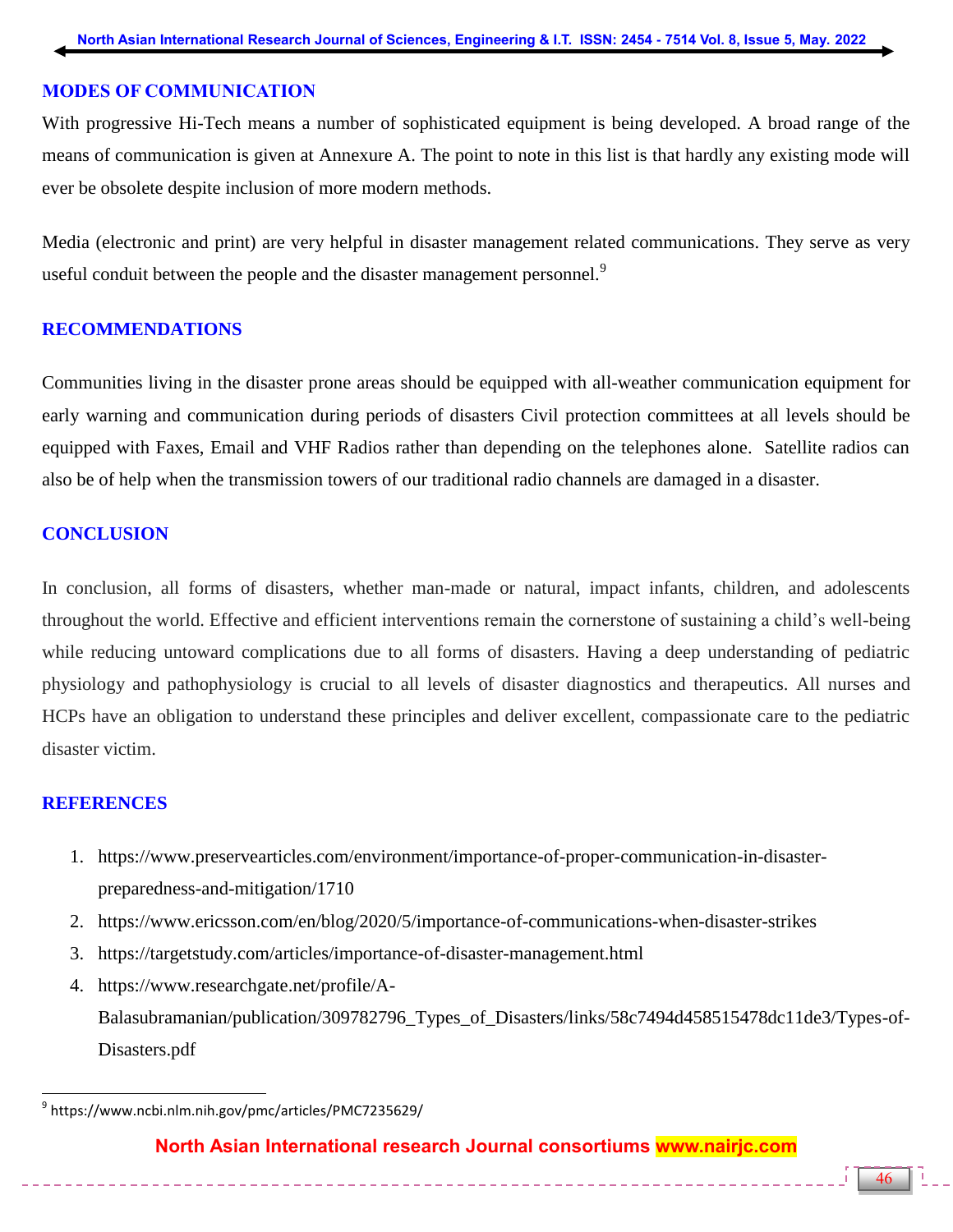## MODES OF COMMUNICATION

With progressive Hi-Tech means a number of sophisticated equipment is being developed. A broad range of the means of communication is given at Annexure A. The point to note in this list is that hardly any existing mode will ever be obsolete despite inclusion of more modern methods.

Media (electronic and print) are very helpful in disaster management related communications. They serve as very useful conduit between the people and the disaster management personnel.[9]

## RECOMMENDATIONS

Communities living in the disaster prone areas should be equipped with all-weather communication equipment for early warning and communication during periods of disasters Civil protection committees at all levels should be equipped with Faxes, Email and VHF Radios rather than depending on the telephones alone. Satellite radios can also be of help when the transmission towers of our traditional radio channels are damaged in a disaster.

## CONCLUSION

In conclusion, all forms of disasters, whether man-made or natural, impact infants, children, and adolescents throughout the world. Effective and efficient interventions remain the cornerstone of sustaining a child's well-being while reducing untoward complications due to all forms of disasters. Having a deep understanding of pediatric physiology and pathophysiology is crucial to all levels of disaster diagnostics and therapeutics. All nurses and HCPs have an obligation to understand these principles and deliver excellent, compassionate care to the pediatric disaster victim.

## REFERENCES

1. https://www.preservearticles.com/environment/importance-of-proper-communication-in-disaster-preparedness-and-mitigation/1710
2. https://www.ericsson.com/en/blog/2020/5/importance-of-communications-when-disaster-strikes
3. https://targetstudy.com/articles/importance-of-disaster-management.html
4. https://www.researchgate.net/profile/A-Balasubramanian/publication/309782796_Types_of_Disasters/links/58c7494d458515478dc11de3/Types-of-Disasters.pdf

---

[9] https://www.ncbi.nlm.nih.gov/pmc/articles/PMC7235629/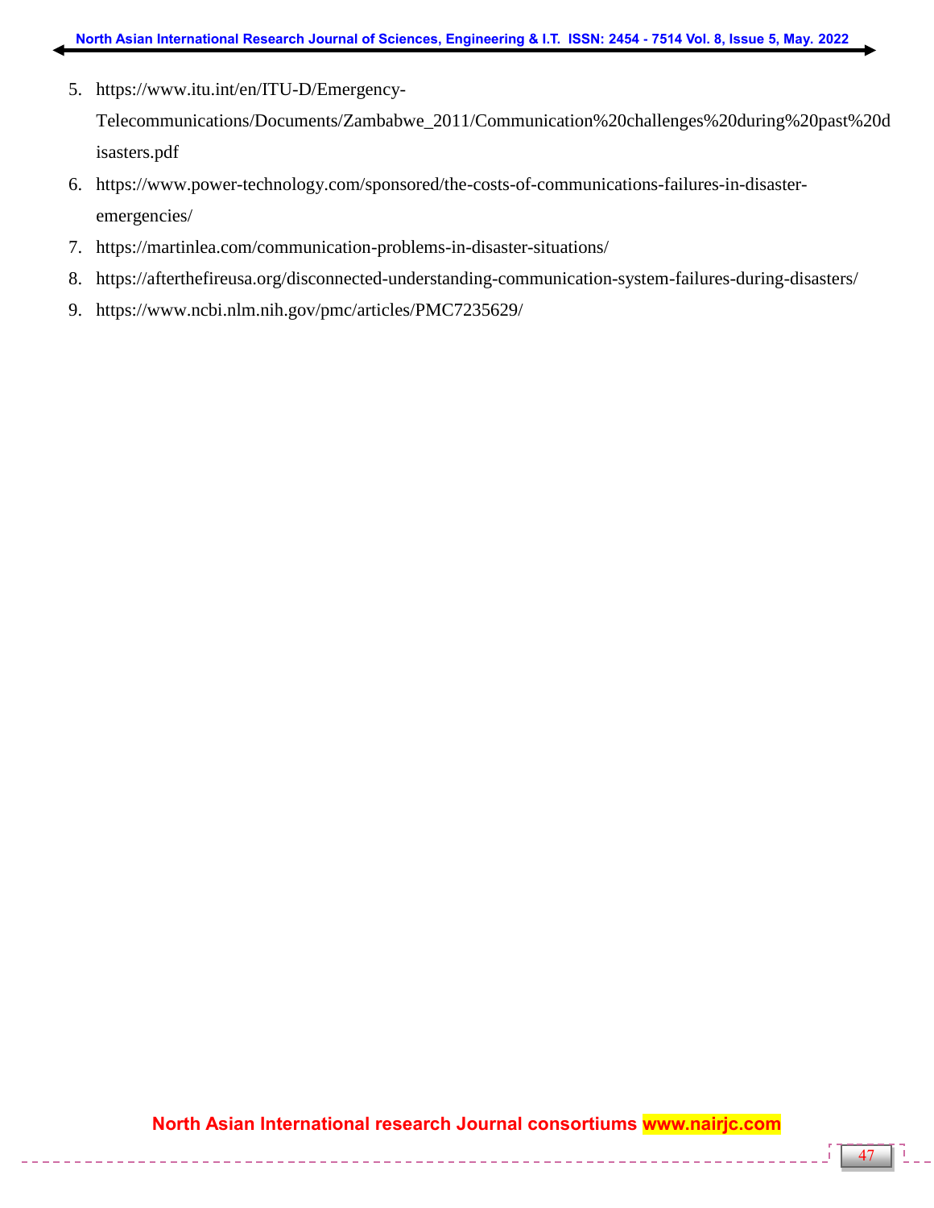5. https://www.itu.int/en/ITU-D/Emergency-Telecommunications/Documents/Zambabwe_2011/Communication%20challenges%20during%20past%20disasters.pdf
6. https://www.power-technology.com/sponsored/the-costs-of-communications-failures-in-disaster-emergencies/
7. https://martinlea.com/communication-problems-in-disaster-situations/
8. https://afterthefireusa.org/disconnected-understanding-communication-system-failures-during-disasters/
9. https://www.ncbi.nlm.nih.gov/pmc/articles/PMC7235629/